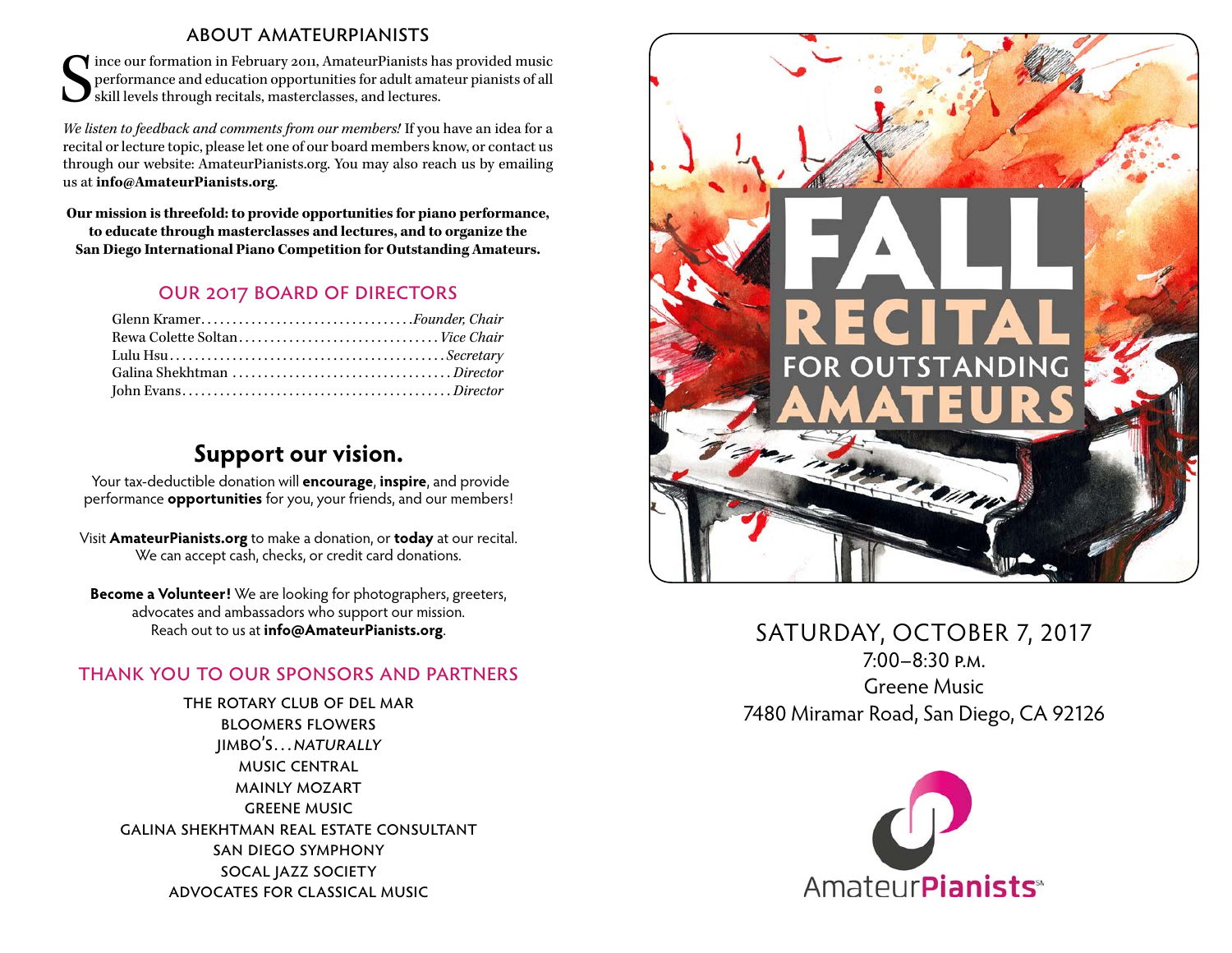## ABOUT AMATEURPIANISTS

Since our formation in February 2011, AmateurPianists has provided music performance and education opportunities for adult amateur pianists of all skill levels through recitals, masterclasses, and lectures.

*We listen to feedback and comments from our members!* If you have an idea for a recital or lecture topic, please let one of our board members know, or contact us through our website: AmateurPianists.org. You may also reach us by emailing us at **info@AmateurPianists.org**.

**Our mission is threefold: to provide opportunities for piano performance, to educate through masterclasses and lectures, and to organize the San Diego International Piano Competition for Outstanding Amateurs.**

## OUR 2017 BOARD OF DIRECTORS

Glenn Kramer . . . . . *Founder, Chair*
Rewa Colette Soltan . . . . . *Vice Chair*
Lulu Hsu . . . . . *Secretary*
Galina Shekhtman . . . . . *Director*
John Evans . . . . . *Director*

## Support our vision.

Your tax-deductible donation will **encourage**, **inspire**, and provide performance **opportunities** for you, your friends, and our members!

Visit **AmateurPianists.org** to make a donation, or **today** at our recital. We can accept cash, checks, or credit card donations.

**Become a Volunteer!** We are looking for photographers, greeters, advocates and ambassadors who support our mission. Reach out to us at **info@AmateurPianists.org**.

## THANK YOU TO OUR SPONSORS AND PARTNERS

THE ROTARY CLUB OF DEL MAR
BLOOMERS FLOWERS
JIMBO'S… *NATURALLY*
MUSIC CENTRAL
MAINLY MOZART
GREENE MUSIC
GALINA SHEKHTMAN REAL ESTATE CONSULTANT
SAN DIEGO SYMPHONY
SOCAL JAZZ SOCIETY
ADVOCATES FOR CLASSICAL MUSIC

# FALL RECITAL FOR OUTSTANDING AMATEURS

SATURDAY, OCTOBER 7, 2017
7:00–8:30 P.M.
Greene Music
7480 Miramar Road, San Diego, CA 92126

AmateurPianists℠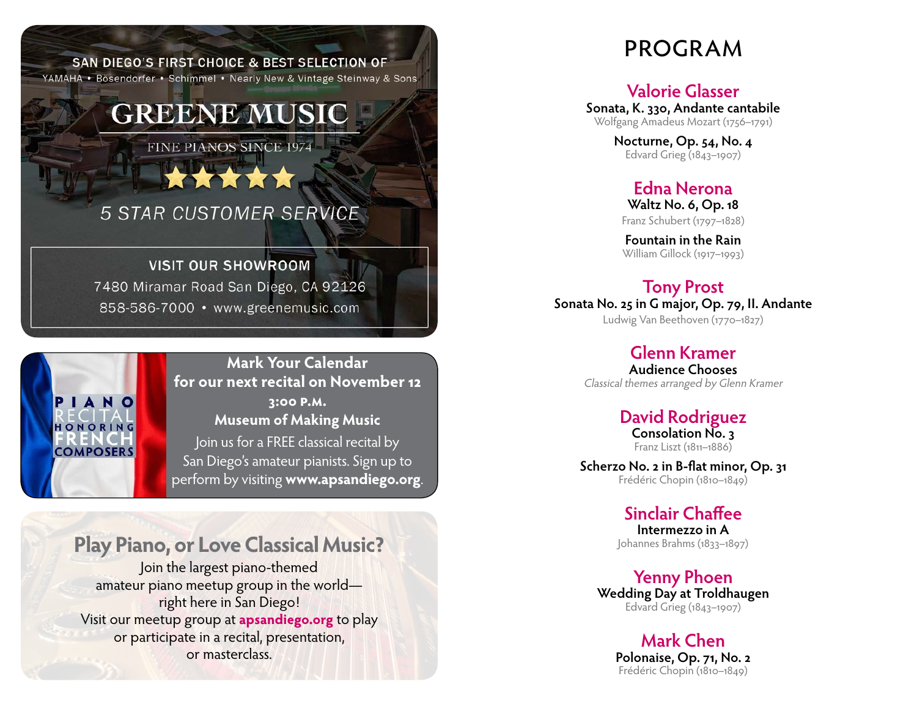SAN DIEGO'S FIRST CHOICE & BEST SELECTION OF

YAMAHA • Bösendorfer • Schimmel • Nearly New & Vintage Steinway & Sons

# GREENE MUSIC

FINE PIANOS SINCE 1974

★★★★★

5 STAR CUSTOMER SERVICE

VISIT OUR SHOWROOM

7480 Miramar Road San Diego, CA 92126

858-586-7000 • www.greenemusic.com

PIANO RECITAL HONORING FRENCH COMPOSERS

**Mark Your Calendar for our next recital on November 12**

**3:00 P.M.**

**Museum of Making Music**

Join us for a FREE classical recital by San Diego's amateur pianists. Sign up to perform by visiting **www.apsandiego.org**.

## Play Piano, or Love Classical Music?

Join the largest piano-themed amateur piano meetup group in the world—right here in San Diego!

Visit our meetup group at **apsandiego.org** to play or participate in a recital, presentation, or masterclass.

# PROGRAM

## Valorie Glasser

**Sonata, K. 330, Andante cantabile**
Wolfgang Amadeus Mozart (1756–1791)

**Nocturne, Op. 54, No. 4**
Edvard Grieg (1843–1907)

## Edna Nerona

**Waltz No. 6, Op. 18**
Franz Schubert (1797–1828)

**Fountain in the Rain**
William Gillock (1917–1993)

## Tony Prost

**Sonata No. 25 in G major, Op. 79, II. Andante**
Ludwig Van Beethoven (1770–1827)

## Glenn Kramer

**Audience Chooses**
*Classical themes arranged by Glenn Kramer*

## David Rodriguez

**Consolation No. 3**
Franz Liszt (1811–1886)

**Scherzo No. 2 in B-flat minor, Op. 31**
Frédéric Chopin (1810–1849)

## Sinclair Chaffee

**Intermezzo in A**
Johannes Brahms (1833–1897)

## Yenny Phoen

**Wedding Day at Troldhaugen**
Edvard Grieg (1843–1907)

## Mark Chen

**Polonaise, Op. 71, No. 2**
Frédéric Chopin (1810–1849)